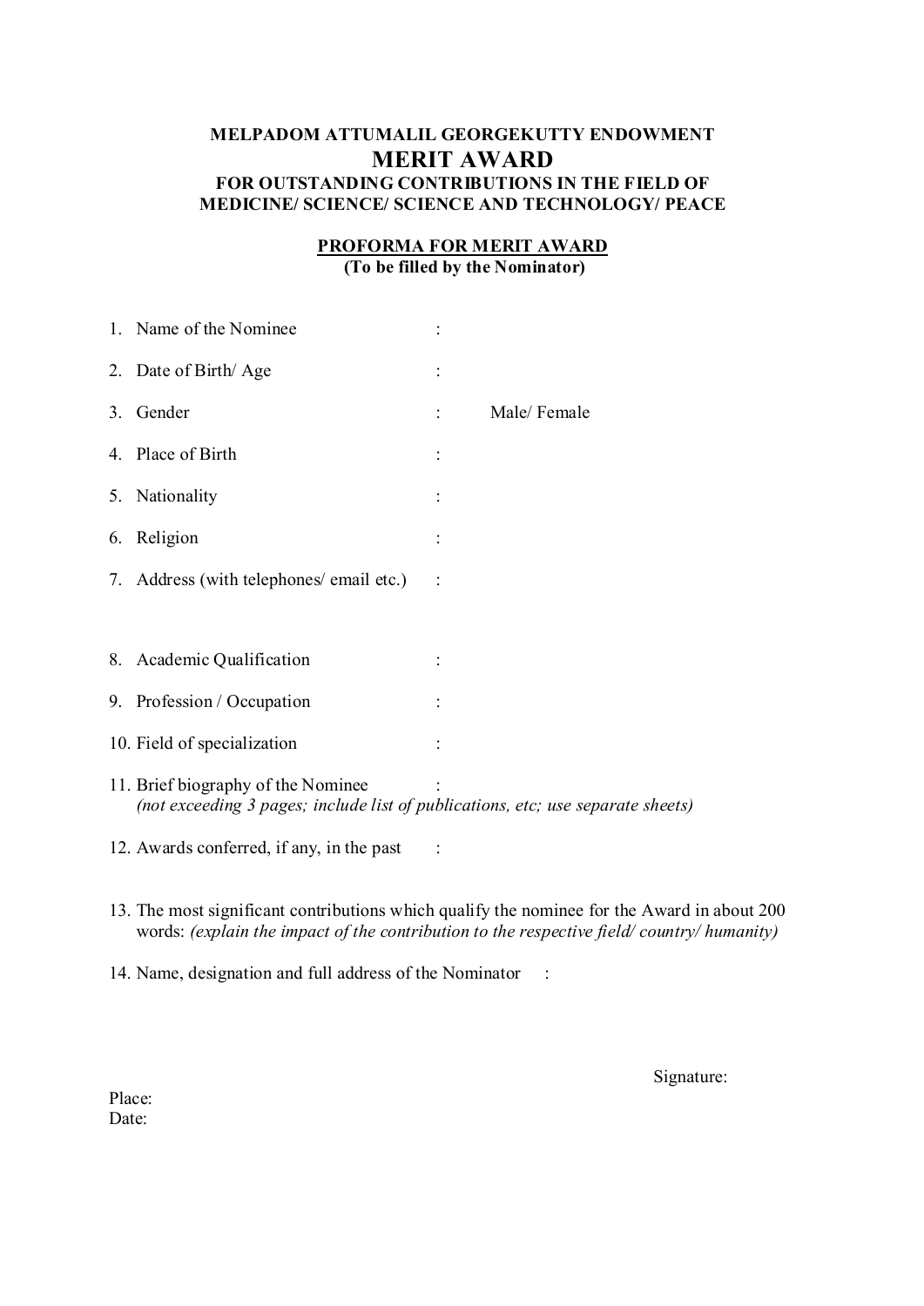**MELPADOM ATTUMALIL GEORGEKUTTY ENDOWMENT**

# MERIT AWARD

**FOR OUTSTANDING CONTRIBUTIONS IN THE FIELD OF MEDICINE/ SCIENCE/ SCIENCE AND TECHNOLOGY/ PEACE**

## PROFORMA FOR MERIT AWARD

**(To be filled by the Nominator)**

1. Name of the Nominee :
2. Date of Birth/ Age :
3. Gender : Male/ Female
4. Place of Birth :
5. Nationality :
6. Religion :
7. Address (with telephones/ email etc.) :
8. Academic Qualification :
9. Profession / Occupation :
10. Field of specialization :
11. Brief biography of the Nominee :
    *(not exceeding 3 pages; include list of publications, etc; use separate sheets)*
12. Awards conferred, if any, in the past :
13. The most significant contributions which qualify the nominee for the Award in about 200 words: *(explain the impact of the contribution to the respective field/ country/ humanity)*
14. Name, designation and full address of the Nominator :

Signature:

Place:
Date: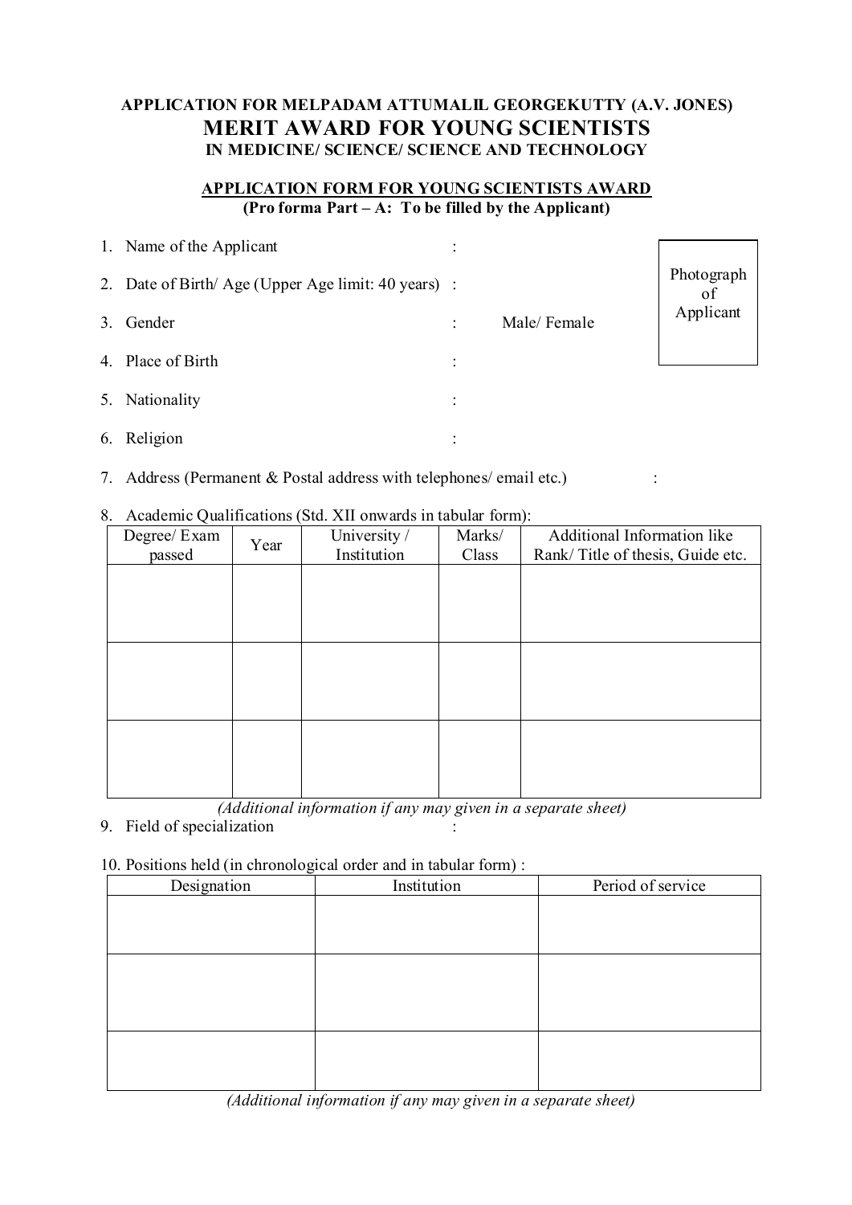**APPLICATION FOR MELPADAM ATTUMALIL GEORGEKUTTY (A.V. JONES)**

# MERIT AWARD FOR YOUNG SCIENTISTS

**IN MEDICINE/ SCIENCE/ SCIENCE AND TECHNOLOGY**

## APPLICATION FORM FOR YOUNG SCIENTISTS AWARD

**(Pro forma Part – A: To be filled by the Applicant)**

Photograph of Applicant

1. Name of the Applicant :
2. Date of Birth/ Age (Upper Age limit: 40 years) :
3. Gender : Male/ Female
4. Place of Birth :
5. Nationality :
6. Religion :
7. Address (Permanent & Postal address with telephones/ email etc.) :
8. Academic Qualifications (Std. XII onwards in tabular form):

| Degree/ Exam passed | Year | University / Institution | Marks/ Class | Additional Information like Rank/ Title of thesis, Guide etc. |
|---|---|---|---|---|
| | | | | |
| | | | | |
| | | | | |

*(Additional information if any may given in a separate sheet)*

9. Field of specialization :
10. Positions held (in chronological order and in tabular form) :

| Designation | Institution | Period of service |
|---|---|---|
| | | |
| | | |
| | | |

*(Additional information if any may given in a separate sheet)*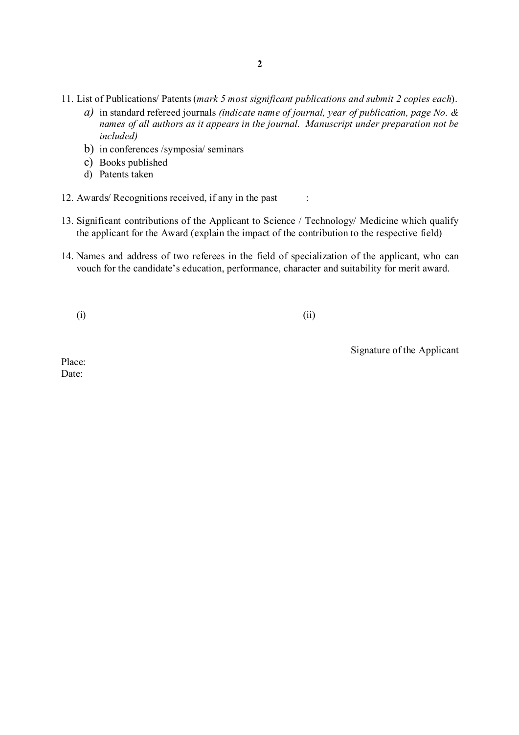11. List of Publications/ Patents (*mark 5 most significant publications and submit 2 copies each*).
    a) in standard refereed journals *(indicate name of journal, year of publication, page No. & names of all authors as it appears in the journal. Manuscript under preparation not be included)*
    b) in conferences /symposia/ seminars
    c) Books published
    d) Patents taken

12. Awards/ Recognitions received, if any in the past :

13. Significant contributions of the Applicant to Science / Technology/ Medicine which qualify the applicant for the Award (explain the impact of the contribution to the respective field)

14. Names and address of two referees in the field of specialization of the applicant, who can vouch for the candidate's education, performance, character and suitability for merit award.

(i) (ii)

Signature of the Applicant

Place:
Date: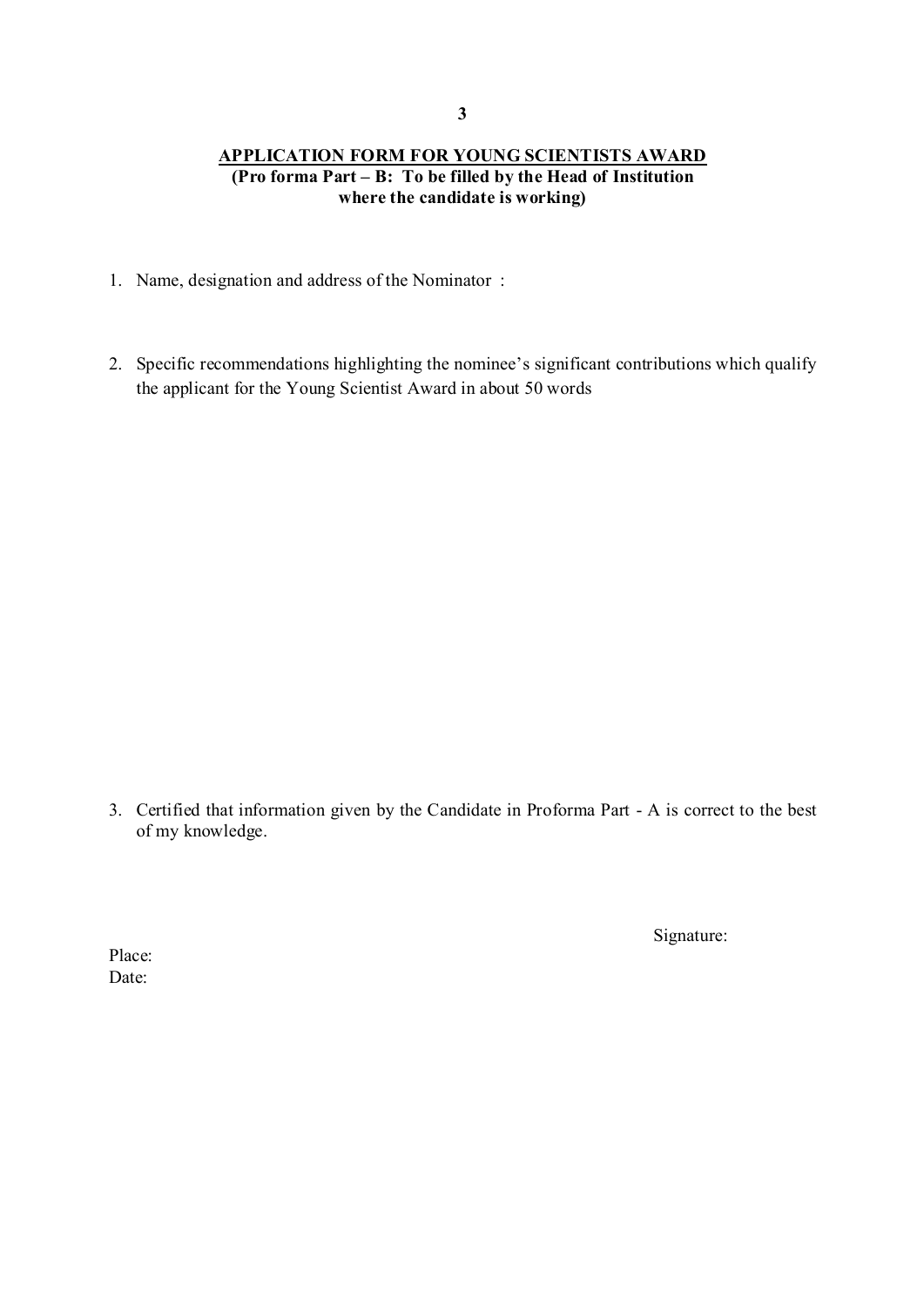## APPLICATION FORM FOR YOUNG SCIENTISTS AWARD

**(Pro forma Part – B: To be filled by the Head of Institution where the candidate is working)**

1. Name, designation and address of the Nominator :

2. Specific recommendations highlighting the nominee's significant contributions which qualify the applicant for the Young Scientist Award in about 50 words

3. Certified that information given by the Candidate in Proforma Part - A is correct to the best of my knowledge.

Signature:

Place:
Date: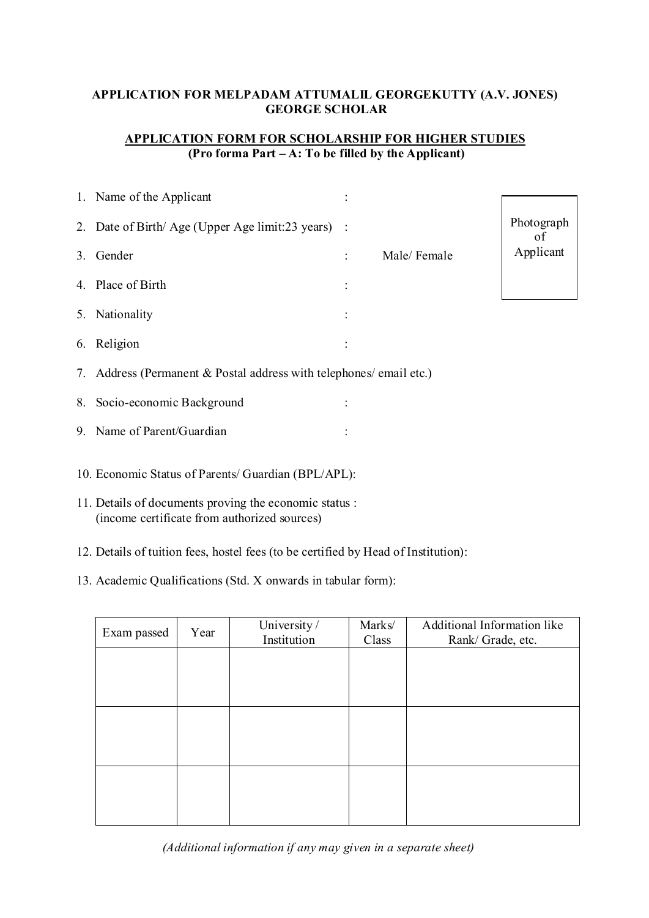**APPLICATION FOR MELPADAM ATTUMALIL GEORGEKUTTY (A.V. JONES) GEORGE SCHOLAR**

**APPLICATION FORM FOR SCHOLARSHIP FOR HIGHER STUDIES**
**(Pro forma Part – A: To be filled by the Applicant)**

Photograph of Applicant

1. Name of the Applicant :
2. Date of Birth/ Age (Upper Age limit:23 years) :
3. Gender : Male/ Female
4. Place of Birth :
5. Nationality :
6. Religion :
7. Address (Permanent & Postal address with telephones/ email etc.)
8. Socio-economic Background :
9. Name of Parent/Guardian :
10. Economic Status of Parents/ Guardian (BPL/APL):
11. Details of documents proving the economic status :
    (income certificate from authorized sources)
12. Details of tuition fees, hostel fees (to be certified by Head of Institution):
13. Academic Qualifications (Std. X onwards in tabular form):

| Exam passed | Year | University / Institution | Marks/ Class | Additional Information like Rank/ Grade, etc. |
|---|---|---|---|---|
| | | | | |
| | | | | |
| | | | | |

*(Additional information if any may given in a separate sheet)*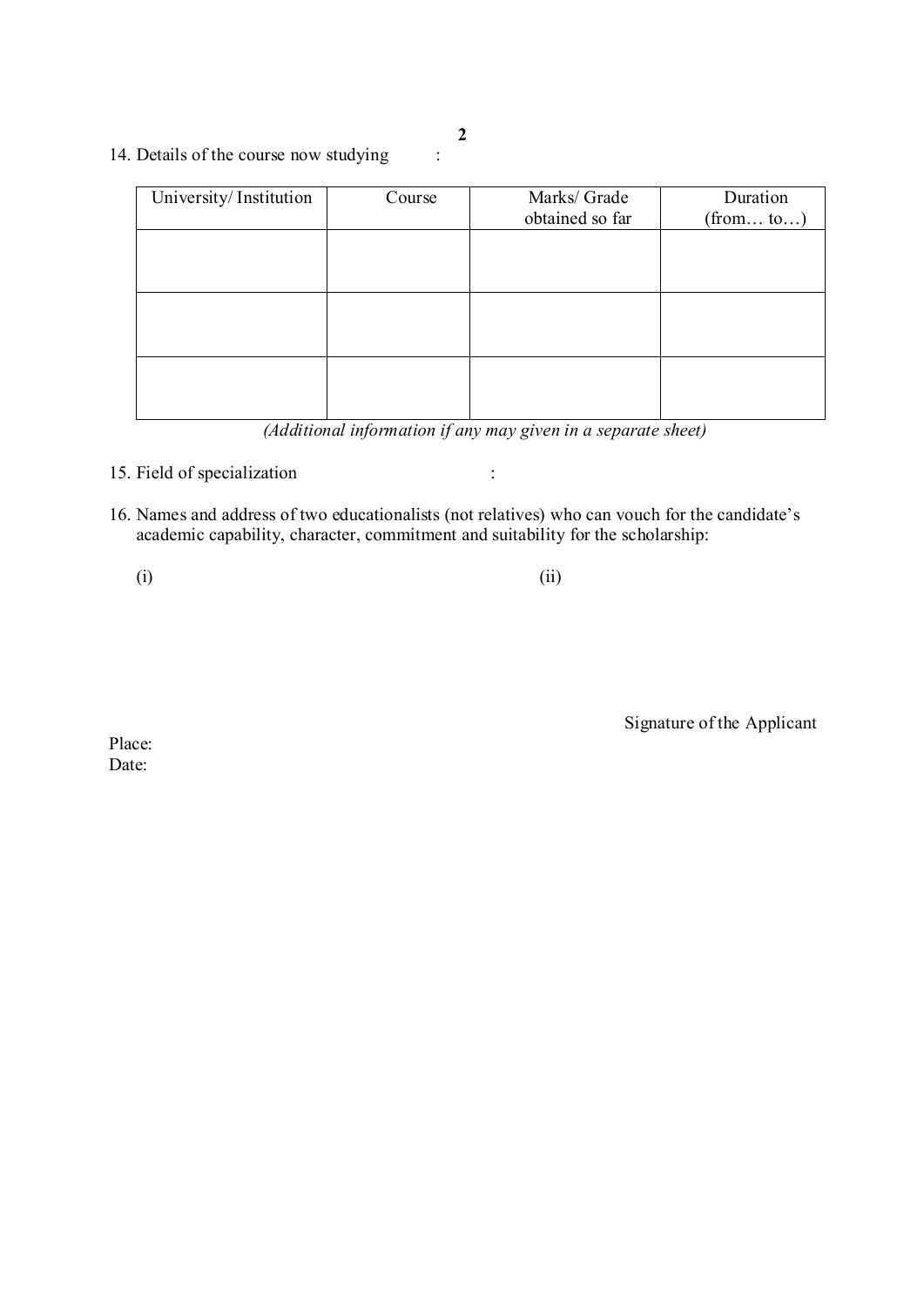14. Details of the course now studying :

| University/ Institution | Course | Marks/ Grade obtained so far | Duration (from… to…) |
|---|---|---|---|
| | | | |
| | | | |
| | | | |

*(Additional information if any may given in a separate sheet)*

15. Field of specialization :

16. Names and address of two educationalists (not relatives) who can vouch for the candidate's academic capability, character, commitment and suitability for the scholarship:

    (i) (ii)

Signature of the Applicant

Place:
Date: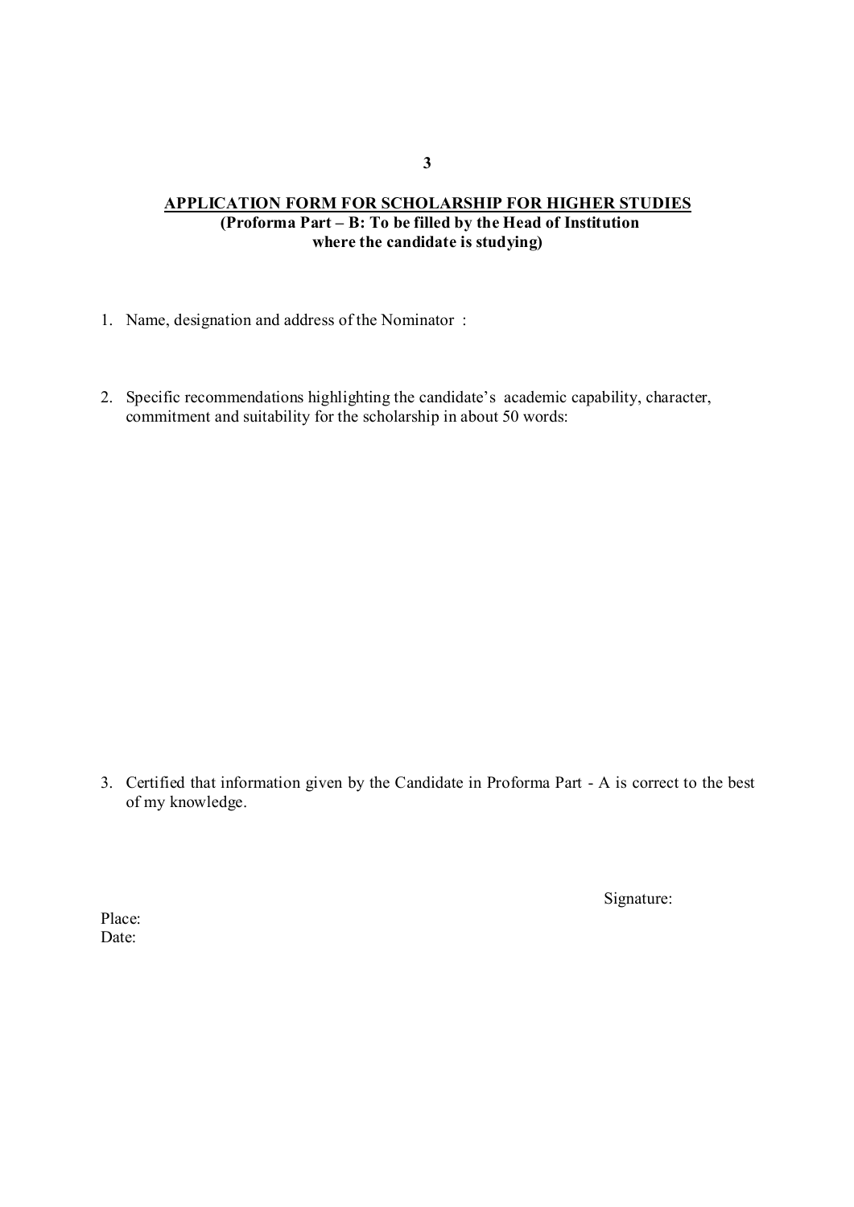## APPLICATION FORM FOR SCHOLARSHIP FOR HIGHER STUDIES

**(Proforma Part – B: To be filled by the Head of Institution where the candidate is studying)**

1. Name, designation and address of the Nominator :

2. Specific recommendations highlighting the candidate's academic capability, character, commitment and suitability for the scholarship in about 50 words:

3. Certified that information given by the Candidate in Proforma Part - A is correct to the best of my knowledge.

Signature:

Place:
Date: